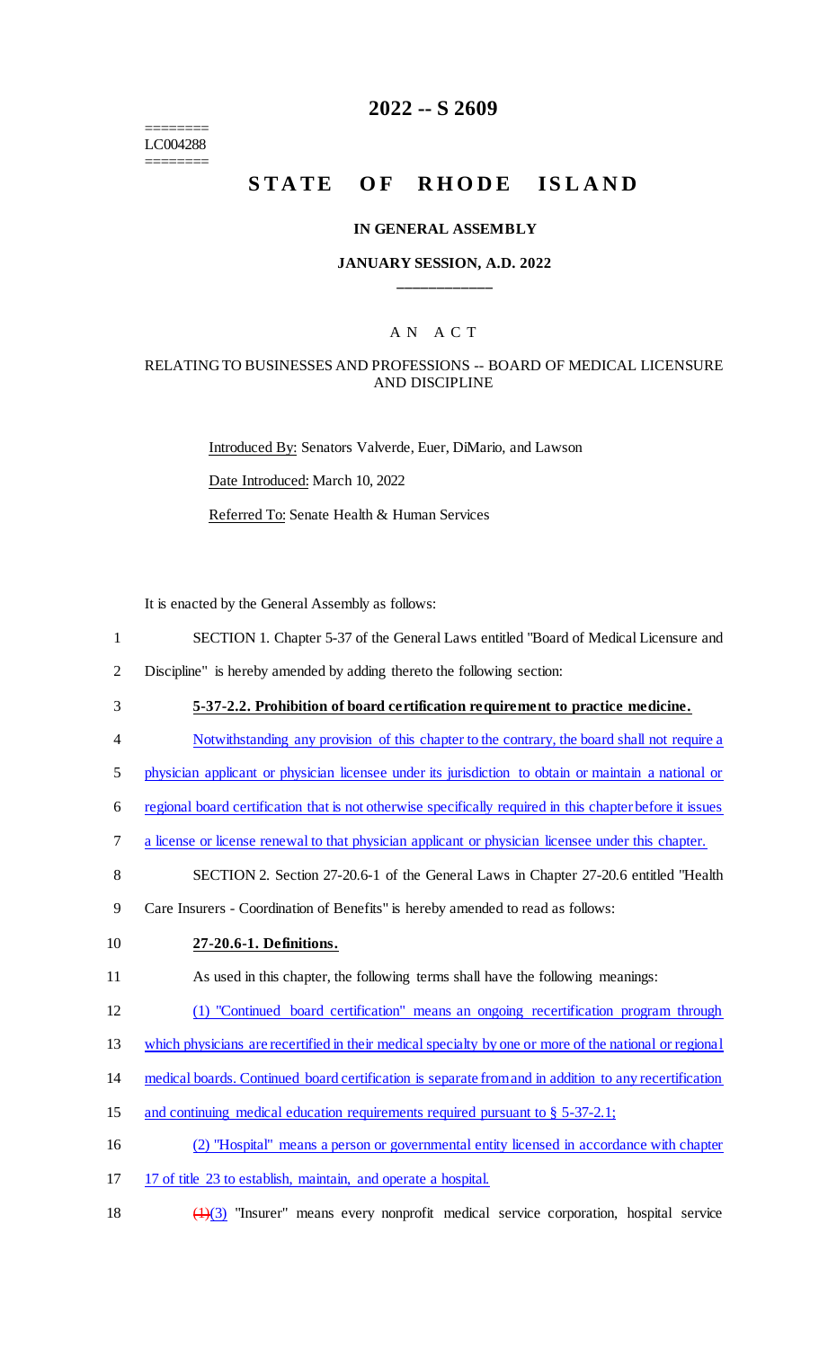========
LC004288
========

# 2022 -- S 2609

# STATE OF RHODE ISLAND

### IN GENERAL ASSEMBLY

### JANUARY SESSION, A.D. 2022

A N A C T

RELATING TO BUSINESSES AND PROFESSIONS -- BOARD OF MEDICAL LICENSURE AND DISCIPLINE

Introduced By: Senators Valverde, Euer, DiMario, and Lawson

Date Introduced: March 10, 2022

Referred To: Senate Health & Human Services

It is enacted by the General Assembly as follows:

1 SECTION 1. Chapter 5-37 of the General Laws entitled "Board of Medical Licensure and
2 Discipline" is hereby amended by adding thereto the following section:

3 **5-37-2.2. Prohibition of board certification requirement to practice medicine.**

4 Notwithstanding any provision of this chapter to the contrary, the board shall not require a
5 physician applicant or physician licensee under its jurisdiction to obtain or maintain a national or
6 regional board certification that is not otherwise specifically required in this chapter before it issues
7 a license or license renewal to that physician applicant or physician licensee under this chapter.

8 SECTION 2. Section 27-20.6-1 of the General Laws in Chapter 27-20.6 entitled "Health
9 Care Insurers - Coordination of Benefits" is hereby amended to read as follows:

10 **27-20.6-1. Definitions.**

11 As used in this chapter, the following terms shall have the following meanings:

12 (1) "Continued board certification" means an ongoing recertification program through
13 which physicians are recertified in their medical specialty by one or more of the national or regional
14 medical boards. Continued board certification is separate from and in addition to any recertification
15 and continuing medical education requirements required pursuant to § 5-37-2.1;

16 (2) "Hospital" means a person or governmental entity licensed in accordance with chapter
17 17 of title 23 to establish, maintain, and operate a hospital.

18 ~~(1)~~(3) "Insurer" means every nonprofit medical service corporation, hospital service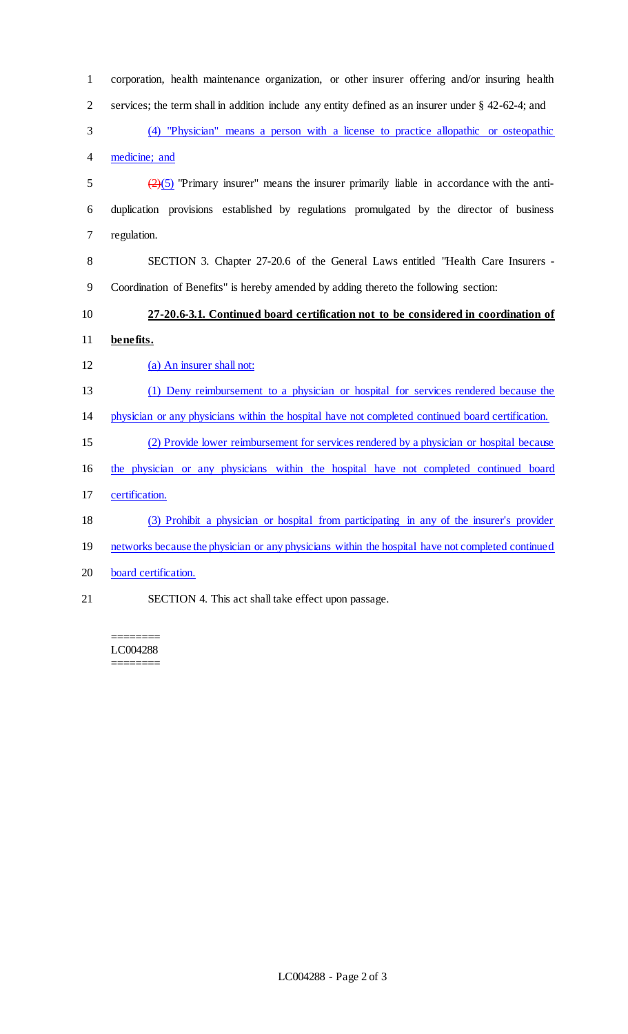corporation, health maintenance organization, or other insurer offering and/or insuring health services; the term shall in addition include any entity defined as an insurer under § 42-62-4; and

(4) "Physician" means a person with a license to practice allopathic or osteopathic medicine; and

~~(2)~~(5) "Primary insurer" means the insurer primarily liable in accordance with the anti-duplication provisions established by regulations promulgated by the director of business regulation.

SECTION 3. Chapter 27-20.6 of the General Laws entitled "Health Care Insurers - Coordination of Benefits" is hereby amended by adding thereto the following section:

**27-20.6-3.1. Continued board certification not to be considered in coordination of benefits.**

(a) An insurer shall not:

(1) Deny reimbursement to a physician or hospital for services rendered because the physician or any physicians within the hospital have not completed continued board certification.

(2) Provide lower reimbursement for services rendered by a physician or hospital because the physician or any physicians within the hospital have not completed continued board certification.

(3) Prohibit a physician or hospital from participating in any of the insurer's provider networks because the physician or any physicians within the hospital have not completed continued board certification.

SECTION 4. This act shall take effect upon passage.

========
LC004288
========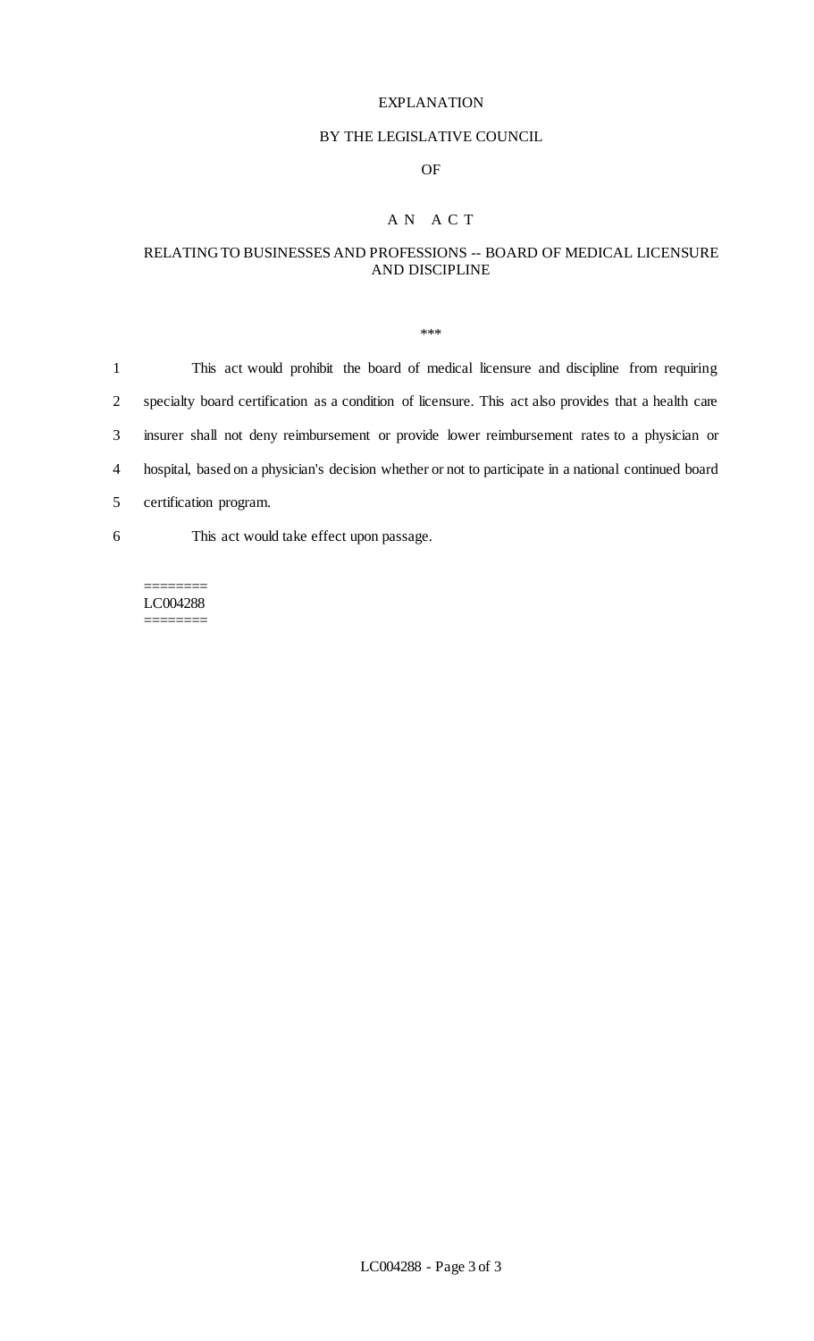EXPLANATION

BY THE LEGISLATIVE COUNCIL

OF

# A N A C T

RELATING TO BUSINESSES AND PROFESSIONS -- BOARD OF MEDICAL LICENSURE AND DISCIPLINE

\*\*\*

This act would prohibit the board of medical licensure and discipline from requiring specialty board certification as a condition of licensure. This act also provides that a health care insurer shall not deny reimbursement or provide lower reimbursement rates to a physician or hospital, based on a physician's decision whether or not to participate in a national continued board certification program.

This act would take effect upon passage.

========
LC004288
========